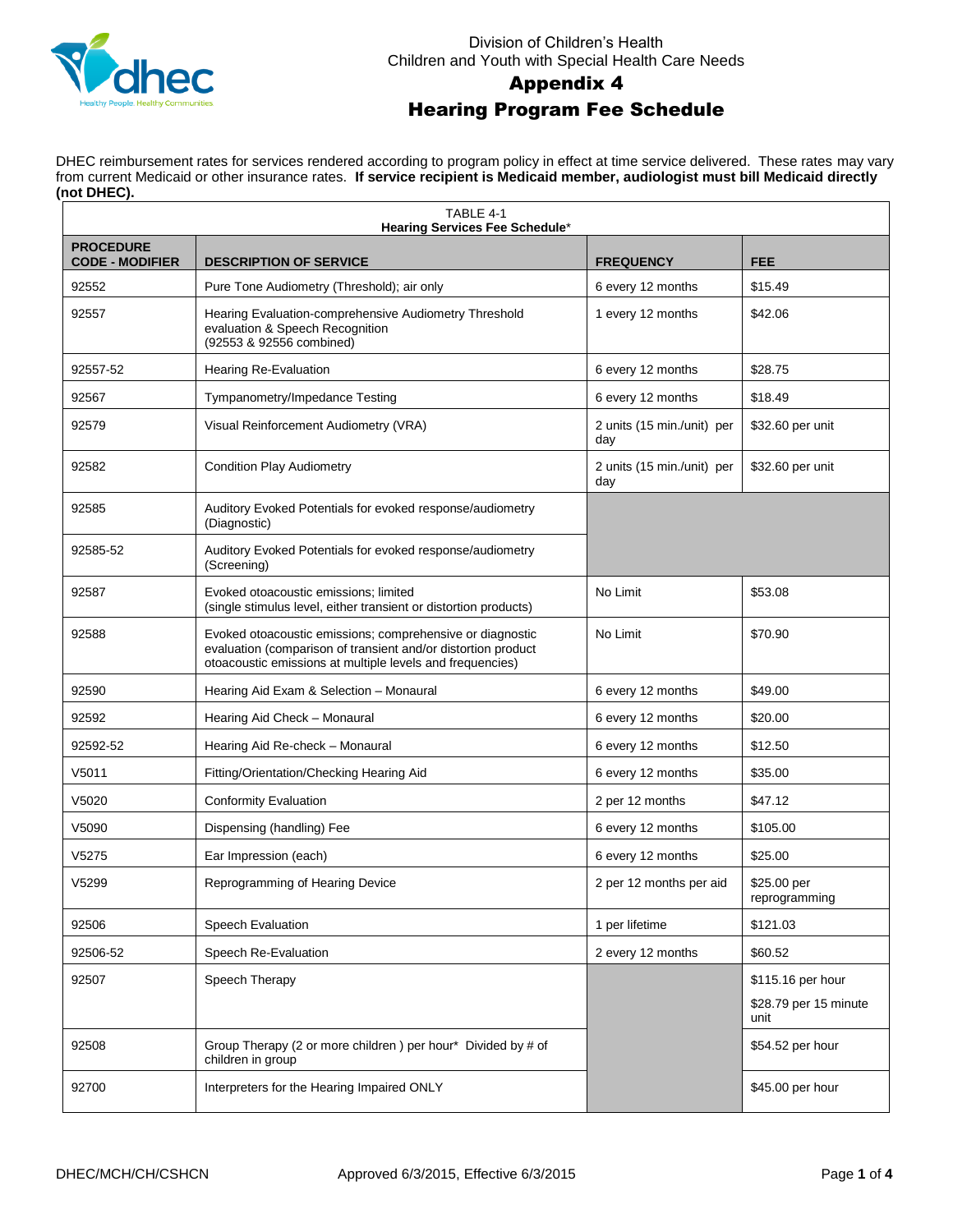Division of Children's Health
Children and Youth with Special Health Care Needs

# Appendix 4

# Hearing Program Fee Schedule

DHEC reimbursement rates for services rendered according to program policy in effect at time service delivered. These rates may vary from current Medicaid or other insurance rates. **If service recipient is Medicaid member, audiologist must bill Medicaid directly (not DHEC).**

TABLE 4-1
**Hearing Services Fee Schedule***

| PROCEDURE CODE - MODIFIER | DESCRIPTION OF SERVICE | FREQUENCY | FEE |
|---|---|---|---|
| 92552 | Pure Tone Audiometry (Threshold); air only | 6 every 12 months | $15.49 |
| 92557 | Hearing Evaluation-comprehensive Audiometry Threshold evaluation & Speech Recognition (92553 & 92556 combined) | 1 every 12 months | $42.06 |
| 92557-52 | Hearing Re-Evaluation | 6 every 12 months | $28.75 |
| 92567 | Tympanometry/Impedance Testing | 6 every 12 months | $18.49 |
| 92579 | Visual Reinforcement Audiometry (VRA) | 2 units (15 min./unit) per day | $32.60 per unit |
| 92582 | Condition Play Audiometry | 2 units (15 min./unit) per day | $32.60 per unit |
| 92585 | Auditory Evoked Potentials for evoked response/audiometry (Diagnostic) | | |
| 92585-52 | Auditory Evoked Potentials for evoked response/audiometry (Screening) | | |
| 92587 | Evoked otoacoustic emissions; limited (single stimulus level, either transient or distortion products) | No Limit | $53.08 |
| 92588 | Evoked otoacoustic emissions; comprehensive or diagnostic evaluation (comparison of transient and/or distortion product otoacoustic emissions at multiple levels and frequencies) | No Limit | $70.90 |
| 92590 | Hearing Aid Exam & Selection – Monaural | 6 every 12 months | $49.00 |
| 92592 | Hearing Aid Check – Monaural | 6 every 12 months | $20.00 |
| 92592-52 | Hearing Aid Re-check – Monaural | 6 every 12 months | $12.50 |
| V5011 | Fitting/Orientation/Checking Hearing Aid | 6 every 12 months | $35.00 |
| V5020 | Conformity Evaluation | 2 per 12 months | $47.12 |
| V5090 | Dispensing (handling) Fee | 6 every 12 months | $105.00 |
| V5275 | Ear Impression (each) | 6 every 12 months | $25.00 |
| V5299 | Reprogramming of Hearing Device | 2 per 12 months per aid | $25.00 per reprogramming |
| 92506 | Speech Evaluation | 1 per lifetime | $121.03 |
| 92506-52 | Speech Re-Evaluation | 2 every 12 months | $60.52 |
| 92507 | Speech Therapy | | $115.16 per hour<br>$28.79 per 15 minute unit |
| 92508 | Group Therapy (2 or more children ) per hour* Divided by # of children in group | | $54.52 per hour |
| 92700 | Interpreters for the Hearing Impaired ONLY | | $45.00 per hour |

DHEC/MCH/CH/CSHCN Approved 6/3/2015, Effective 6/3/2015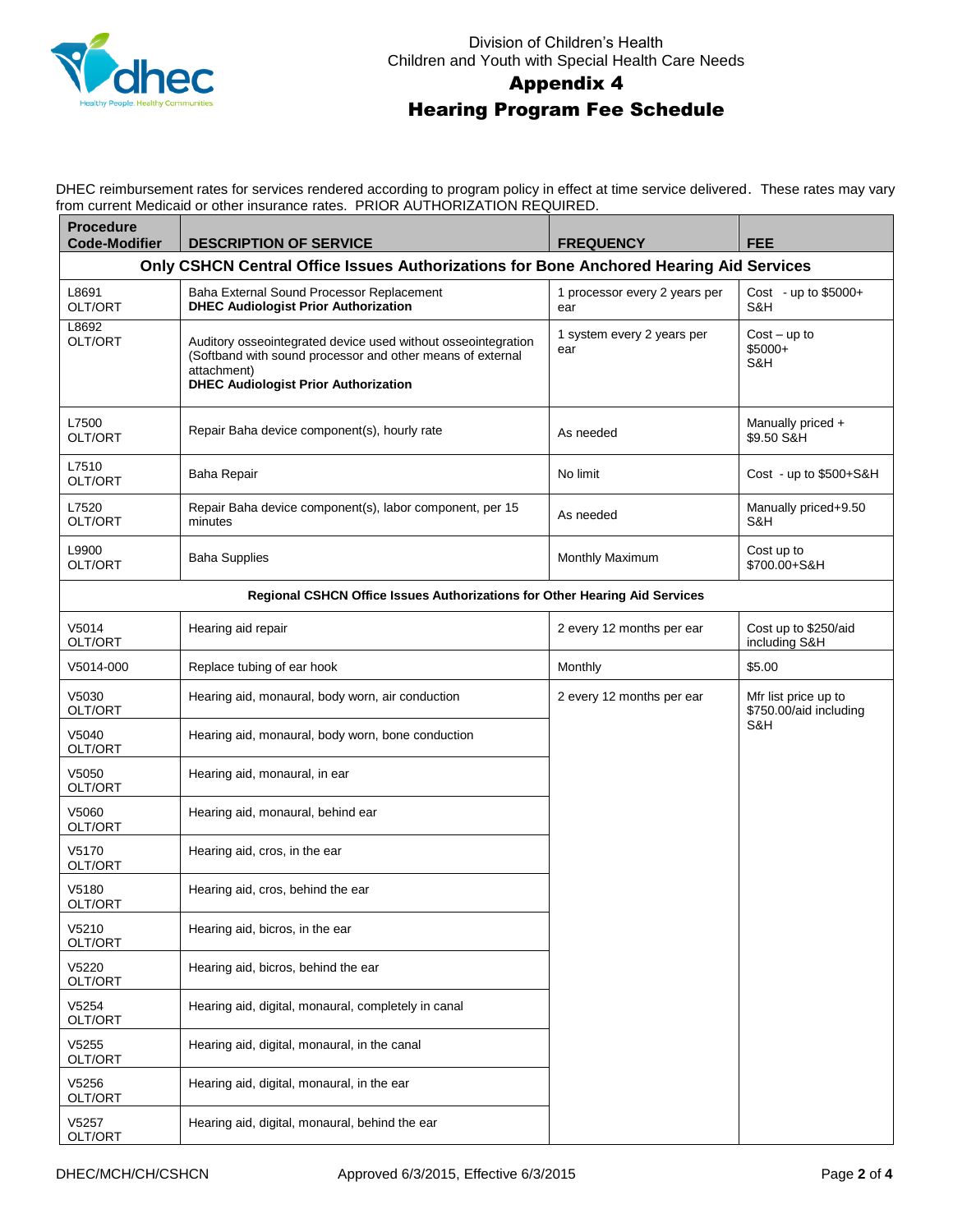Division of Children's Health
Children and Youth with Special Health Care Needs

# Appendix 4

# Hearing Program Fee Schedule

DHEC reimbursement rates for services rendered according to program policy in effect at time service delivered. These rates may vary from current Medicaid or other insurance rates. PRIOR AUTHORIZATION REQUIRED.

| Procedure Code-Modifier | DESCRIPTION OF SERVICE | FREQUENCY | FEE |
|---|---|---|---|
| **Only CSHCN Central Office Issues Authorizations for Bone Anchored Hearing Aid Services** | | | |
| L8691 OLT/ORT | Baha External Sound Processor Replacement **DHEC Audiologist Prior Authorization** | 1 processor every 2 years per ear | Cost - up to $5000+ S&H |
| L8692 OLT/ORT | Auditory osseointegrated device used without osseointegration (Softband with sound processor and other means of external attachment) **DHEC Audiologist Prior Authorization** | 1 system every 2 years per ear | Cost – up to $5000+ S&H |
| L7500 OLT/ORT | Repair Baha device component(s), hourly rate | As needed | Manually priced + $9.50 S&H |
| L7510 OLT/ORT | Baha Repair | No limit | Cost - up to $500+S&H |
| L7520 OLT/ORT | Repair Baha device component(s), labor component, per 15 minutes | As needed | Manually priced+9.50 S&H |
| L9900 OLT/ORT | Baha Supplies | Monthly Maximum | Cost up to $700.00+S&H |
| **Regional CSHCN Office Issues Authorizations for Other Hearing Aid Services** | | | |
| V5014 OLT/ORT | Hearing aid repair | 2 every 12 months per ear | Cost up to $250/aid including S&H |
| V5014-000 | Replace tubing of ear hook | Monthly | $5.00 |
| V5030 OLT/ORT | Hearing aid, monaural, body worn, air conduction | 2 every 12 months per ear | Mfr list price up to $750.00/aid including S&H |
| V5040 OLT/ORT | Hearing aid, monaural, body worn, bone conduction | | |
| V5050 OLT/ORT | Hearing aid, monaural, in ear | | |
| V5060 OLT/ORT | Hearing aid, monaural, behind ear | | |
| V5170 OLT/ORT | Hearing aid, cros, in the ear | | |
| V5180 OLT/ORT | Hearing aid, cros, behind the ear | | |
| V5210 OLT/ORT | Hearing aid, bicros, in the ear | | |
| V5220 OLT/ORT | Hearing aid, bicros, behind the ear | | |
| V5254 OLT/ORT | Hearing aid, digital, monaural, completely in canal | | |
| V5255 OLT/ORT | Hearing aid, digital, monaural, in the canal | | |
| V5256 OLT/ORT | Hearing aid, digital, monaural, in the ear | | |
| V5257 OLT/ORT | Hearing aid, digital, monaural, behind the ear | | |

DHEC/MCH/CH/CSHCN Approved 6/3/2015, Effective 6/3/2015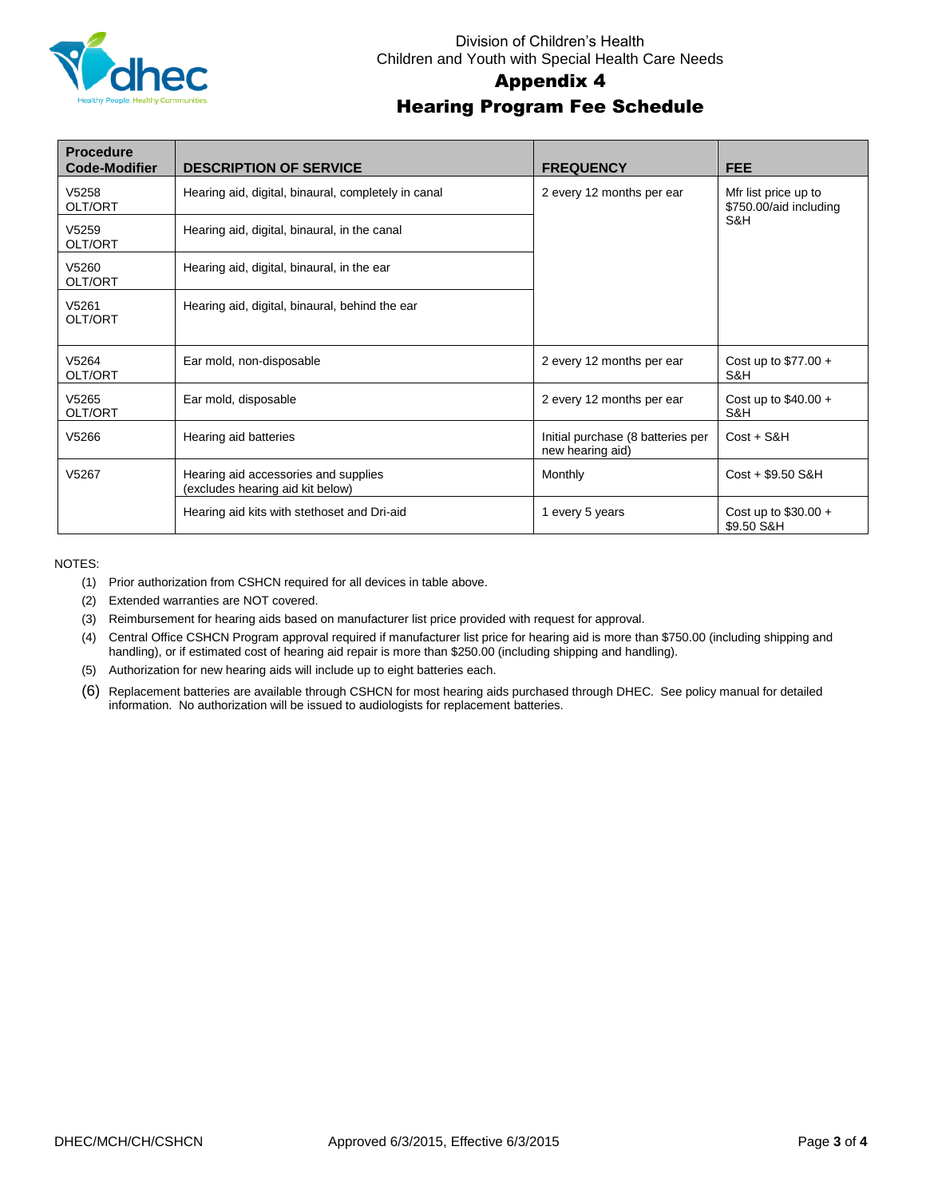Division of Children's Health
Children and Youth with Special Health Care Needs

# Appendix 4
# Hearing Program Fee Schedule

| Procedure Code-Modifier | DESCRIPTION OF SERVICE | FREQUENCY | FEE |
|---|---|---|---|
| V5258 OLT/ORT | Hearing aid, digital, binaural, completely in canal | 2 every 12 months per ear | Mfr list price up to $750.00/aid including S&H |
| V5259 OLT/ORT | Hearing aid, digital, binaural, in the canal | | |
| V5260 OLT/ORT | Hearing aid, digital, binaural, in the ear | | |
| V5261 OLT/ORT | Hearing aid, digital, binaural, behind the ear | | |
| V5264 OLT/ORT | Ear mold, non-disposable | 2 every 12 months per ear | Cost up to $77.00 + S&H |
| V5265 OLT/ORT | Ear mold, disposable | 2 every 12 months per ear | Cost up to $40.00 + S&H |
| V5266 | Hearing aid batteries | Initial purchase (8 batteries per new hearing aid) | Cost + S&H |
| V5267 | Hearing aid accessories and supplies (excludes hearing aid kit below) | Monthly | Cost + $9.50 S&H |
| | Hearing aid kits with stethoset and Dri-aid | 1 every 5 years | Cost up to $30.00 + $9.50 S&H |

NOTES:

(1) Prior authorization from CSHCN required for all devices in table above.

(2) Extended warranties are NOT covered.

(3) Reimbursement for hearing aids based on manufacturer list price provided with request for approval.

(4) Central Office CSHCN Program approval required if manufacturer list price for hearing aid is more than $750.00 (including shipping and handling), or if estimated cost of hearing aid repair is more than $250.00 (including shipping and handling).

(5) Authorization for new hearing aids will include up to eight batteries each.

(6) Replacement batteries are available through CSHCN for most hearing aids purchased through DHEC. See policy manual for detailed information. No authorization will be issued to audiologists for replacement batteries.

DHEC/MCH/CH/CSHCN Approved 6/3/2015, Effective 6/3/2015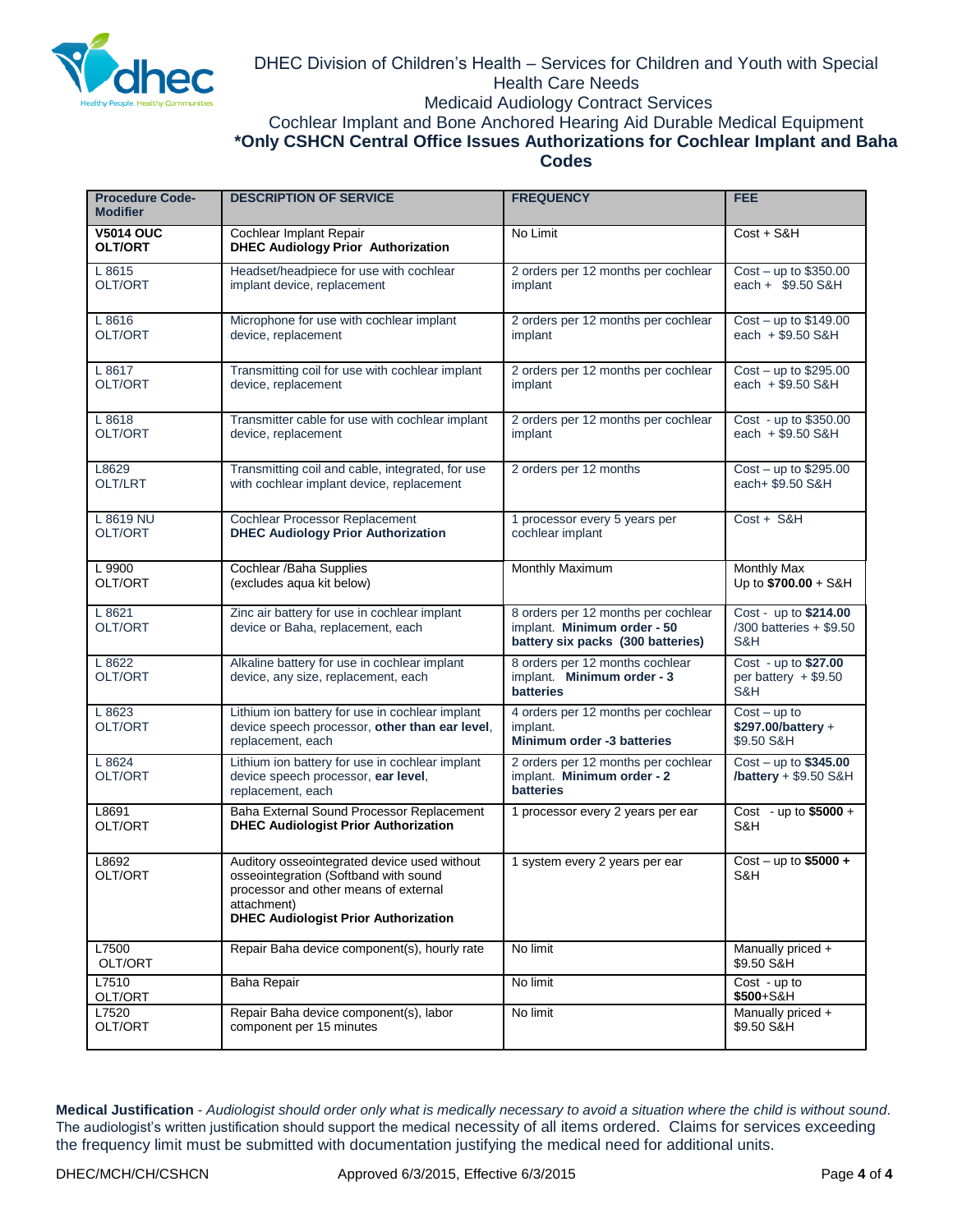DHEC Division of Children's Health – Services for Children and Youth with Special Health Care Needs

Medicaid Audiology Contract Services

Cochlear Implant and Bone Anchored Hearing Aid Durable Medical Equipment

**\*Only CSHCN Central Office Issues Authorizations for Cochlear Implant and Baha Codes**

| Procedure Code-Modifier | DESCRIPTION OF SERVICE | FREQUENCY | FEE |
|---|---|---|---|
| **V5014 OUC OLT/ORT** | Cochlear Implant Repair **DHEC Audiology Prior Authorization** | No Limit | Cost + S&H |
| L 8615 OLT/ORT | Headset/headpiece for use with cochlear implant device, replacement | 2 orders per 12 months per cochlear implant | Cost – up to $350.00 each + $9.50 S&H |
| L 8616 OLT/ORT | Microphone for use with cochlear implant device, replacement | 2 orders per 12 months per cochlear implant | Cost – up to $149.00 each + $9.50 S&H |
| L 8617 OLT/ORT | Transmitting coil for use with cochlear implant device, replacement | 2 orders per 12 months per cochlear implant | Cost – up to $295.00 each + $9.50 S&H |
| L 8618 OLT/ORT | Transmitter cable for use with cochlear implant device, replacement | 2 orders per 12 months per cochlear implant | Cost - up to $350.00 each + $9.50 S&H |
| L8629 OLT/LRT | Transmitting coil and cable, integrated, for use with cochlear implant device, replacement | 2 orders per 12 months | Cost – up to $295.00 each+ $9.50 S&H |
| L 8619 NU OLT/ORT | Cochlear Processor Replacement **DHEC Audiology Prior Authorization** | 1 processor every 5 years per cochlear implant | Cost + S&H |
| L 9900 OLT/ORT | Cochlear /Baha Supplies (excludes aqua kit below) | Monthly Maximum | Monthly Max Up to **$700.00** + S&H |
| L 8621 OLT/ORT | Zinc air battery for use in cochlear implant device or Baha, replacement, each | 8 orders per 12 months per cochlear implant. **Minimum order - 50 battery six packs (300 batteries)** | Cost - up to **$214.00** /300 batteries + $9.50 S&H |
| L 8622 OLT/ORT | Alkaline battery for use in cochlear implant device, any size, replacement, each | 8 orders per 12 months cochlear implant. **Minimum order - 3 batteries** | Cost - up to **$27.00** per battery + $9.50 S&H |
| L 8623 OLT/ORT | Lithium ion battery for use in cochlear implant device speech processor, **other than ear level**, replacement, each | 4 orders per 12 months per cochlear implant. **Minimum order -3 batteries** | Cost – up to **$297.00/battery** + $9.50 S&H |
| L 8624 OLT/ORT | Lithium ion battery for use in cochlear implant device speech processor, **ear level**, replacement, each | 2 orders per 12 months per cochlear implant. **Minimum order - 2 batteries** | Cost – up to **$345.00 /battery** + $9.50 S&H |
| L8691 OLT/ORT | Baha External Sound Processor Replacement **DHEC Audiologist Prior Authorization** | 1 processor every 2 years per ear | Cost - up to **$5000** + S&H |
| L8692 OLT/ORT | Auditory osseointegrated device used without osseointegration (Softband with sound processor and other means of external attachment) **DHEC Audiologist Prior Authorization** | 1 system every 2 years per ear | Cost – up to **$5000 +** S&H |
| L7500 OLT/ORT | Repair Baha device component(s), hourly rate | No limit | Manually priced + $9.50 S&H |
| L7510 OLT/ORT | Baha Repair | No limit | Cost - up to **$500**+S&H |
| L7520 OLT/ORT | Repair Baha device component(s), labor component per 15 minutes | No limit | Manually priced + $9.50 S&H |

**Medical Justification** - *Audiologist should order only what is medically necessary to avoid a situation where the child is without sound*. The audiologist's written justification should support the medical necessity of all items ordered. Claims for services exceeding the frequency limit must be submitted with documentation justifying the medical need for additional units.

DHEC/MCH/CH/CSHCN Approved 6/3/2015, Effective 6/3/2015